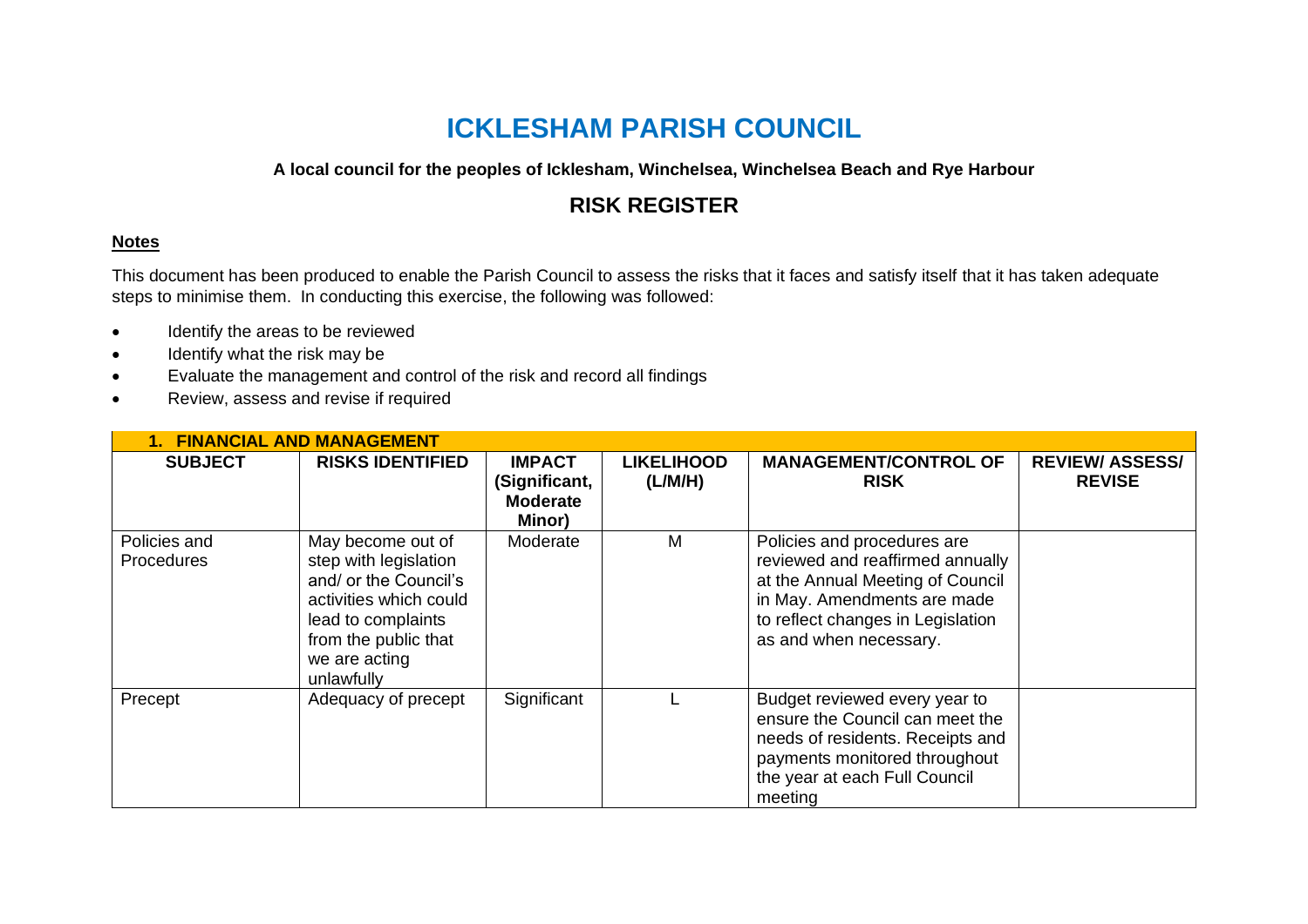# ICKLESHAM PARISH COUNCIL

**A local council for the peoples of Icklesham, Winchelsea, Winchelsea Beach and Rye Harbour**

## RISK REGISTER

**Notes**

This document has been produced to enable the Parish Council to assess the risks that it faces and satisfy itself that it has taken adequate steps to minimise them. In conducting this exercise, the following was followed:

- Identify the areas to be reviewed
- Identify what the risk may be
- Evaluate the management and control of the risk and record all findings
- Review, assess and revise if required

| **1. FINANCIAL AND MANAGEMENT** | | | | | |
|---|---|---|---|---|---|
| **SUBJECT** | **RISKS IDENTIFIED** | **IMPACT (Significant, Moderate Minor)** | **LIKELIHOOD (L/M/H)** | **MANAGEMENT/CONTROL OF RISK** | **REVIEW/ ASSESS/ REVISE** |
| Policies and Procedures | May become out of step with legislation and/ or the Council's activities which could lead to complaints from the public that we are acting unlawfully | Moderate | M | Policies and procedures are reviewed and reaffirmed annually at the Annual Meeting of Council in May. Amendments are made to reflect changes in Legislation as and when necessary. | |
| Precept | Adequacy of precept | Significant | L | Budget reviewed every year to ensure the Council can meet the needs of residents. Receipts and payments monitored throughout the year at each Full Council meeting | |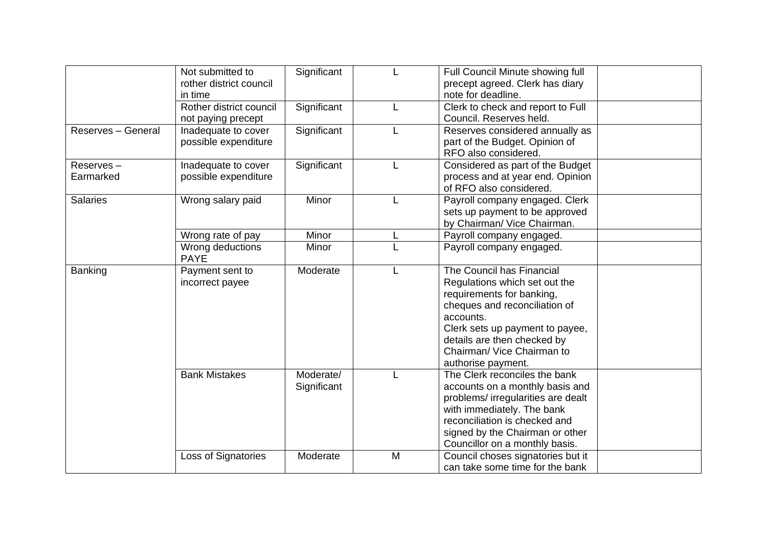| | | | | | |
|---|---|---|---|---|---|
| | Not submitted to rother district council in time | Significant | L | Full Council Minute showing full precept agreed. Clerk has diary note for deadline. | |
| | Rother district council not paying precept | Significant | L | Clerk to check and report to Full Council. Reserves held. | |
| Reserves – General | Inadequate to cover possible expenditure | Significant | L | Reserves considered annually as part of the Budget. Opinion of RFO also considered. | |
| Reserves – Earmarked | Inadequate to cover possible expenditure | Significant | L | Considered as part of the Budget process and at year end. Opinion of RFO also considered. | |
| Salaries | Wrong salary paid | Minor | L | Payroll company engaged. Clerk sets up payment to be approved by Chairman/ Vice Chairman. | |
| | Wrong rate of pay | Minor | L | Payroll company engaged. | |
| | Wrong deductions PAYE | Minor | L | Payroll company engaged. | |
| Banking | Payment sent to incorrect payee | Moderate | L | The Council has Financial Regulations which set out the requirements for banking, cheques and reconciliation of accounts.<br>Clerk sets up payment to payee, details are then checked by Chairman/ Vice Chairman to authorise payment. | |
| | Bank Mistakes | Moderate/ Significant | L | The Clerk reconciles the bank accounts on a monthly basis and problems/ irregularities are dealt with immediately. The bank reconciliation is checked and signed by the Chairman or other Councillor on a monthly basis. | |
| | Loss of Signatories | Moderate | M | Council choses signatories but it can take some time for the bank | |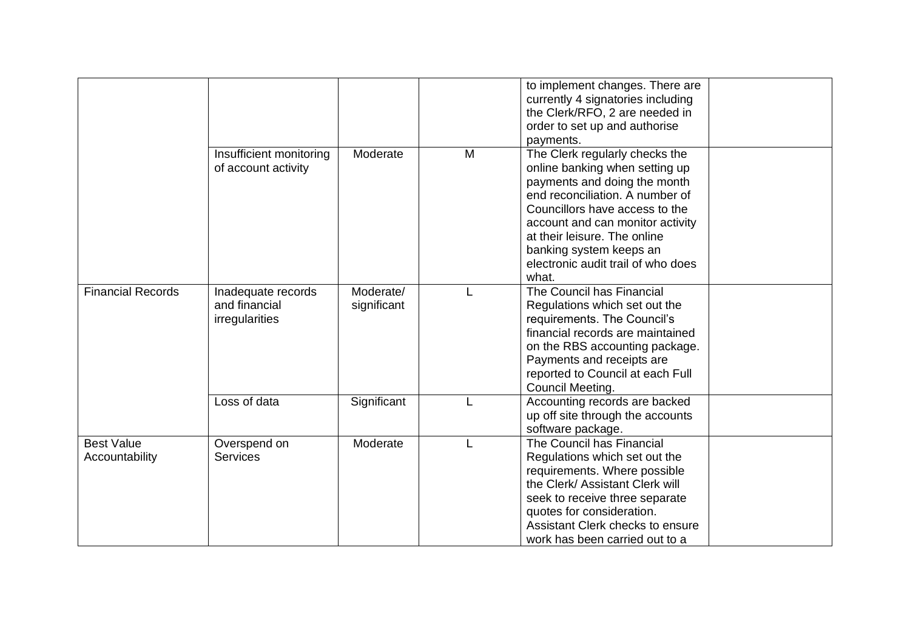| | | | | | |
|---|---|---|---|---|---|
| | | | | to implement changes. There are currently 4 signatories including the Clerk/RFO, 2 are needed in order to set up and authorise payments. | |
| | Insufficient monitoring of account activity | Moderate | M | The Clerk regularly checks the online banking when setting up payments and doing the month end reconciliation. A number of Councillors have access to the account and can monitor activity at their leisure. The online banking system keeps an electronic audit trail of who does what. | |
| Financial Records | Inadequate records and financial irregularities | Moderate/ significant | L | The Council has Financial Regulations which set out the requirements. The Council's financial records are maintained on the RBS accounting package. Payments and receipts are reported to Council at each Full Council Meeting. | |
| | Loss of data | Significant | L | Accounting records are backed up off site through the accounts software package. | |
| Best Value Accountability | Overspend on Services | Moderate | L | The Council has Financial Regulations which set out the requirements. Where possible the Clerk/ Assistant Clerk will seek to receive three separate quotes for consideration. Assistant Clerk checks to ensure work has been carried out to a | |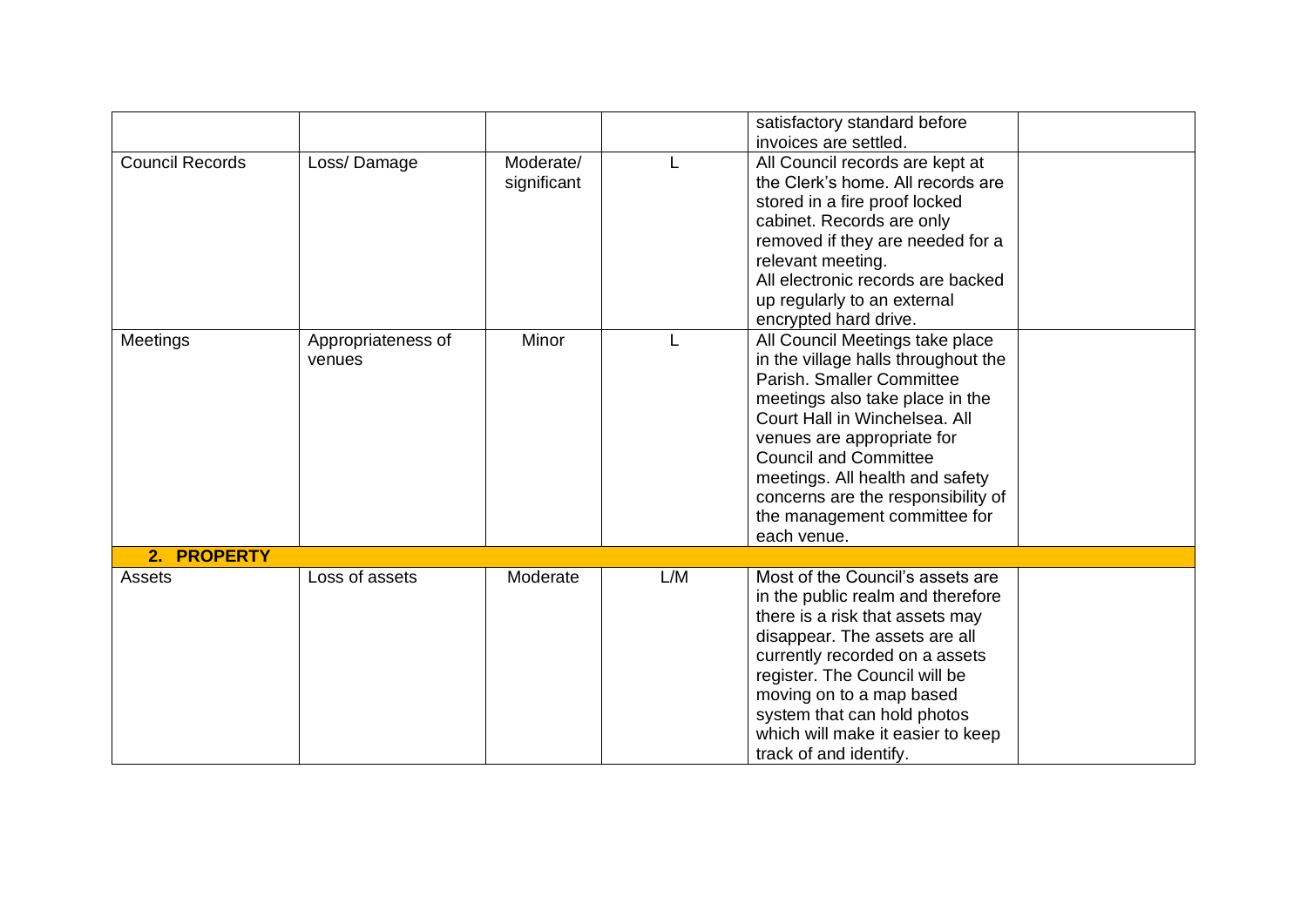| | | | | | |
|---|---|---|---|---|---|
| | | | | satisfactory standard before invoices are settled. | |
| Council Records | Loss/ Damage | Moderate/ significant | L | All Council records are kept at the Clerk's home. All records are stored in a fire proof locked cabinet. Records are only removed if they are needed for a relevant meeting. All electronic records are backed up regularly to an external encrypted hard drive. | |
| Meetings | Appropriateness of venues | Minor | L | All Council Meetings take place in the village halls throughout the Parish. Smaller Committee meetings also take place in the Court Hall in Winchelsea. All venues are appropriate for Council and Committee meetings. All health and safety concerns are the responsibility of the management committee for each venue. | |
| **2. PROPERTY** | | | | | |
| Assets | Loss of assets | Moderate | L/M | Most of the Council's assets are in the public realm and therefore there is a risk that assets may disappear. The assets are all currently recorded on a assets register. The Council will be moving on to a map based system that can hold photos which will make it easier to keep track of and identify. | |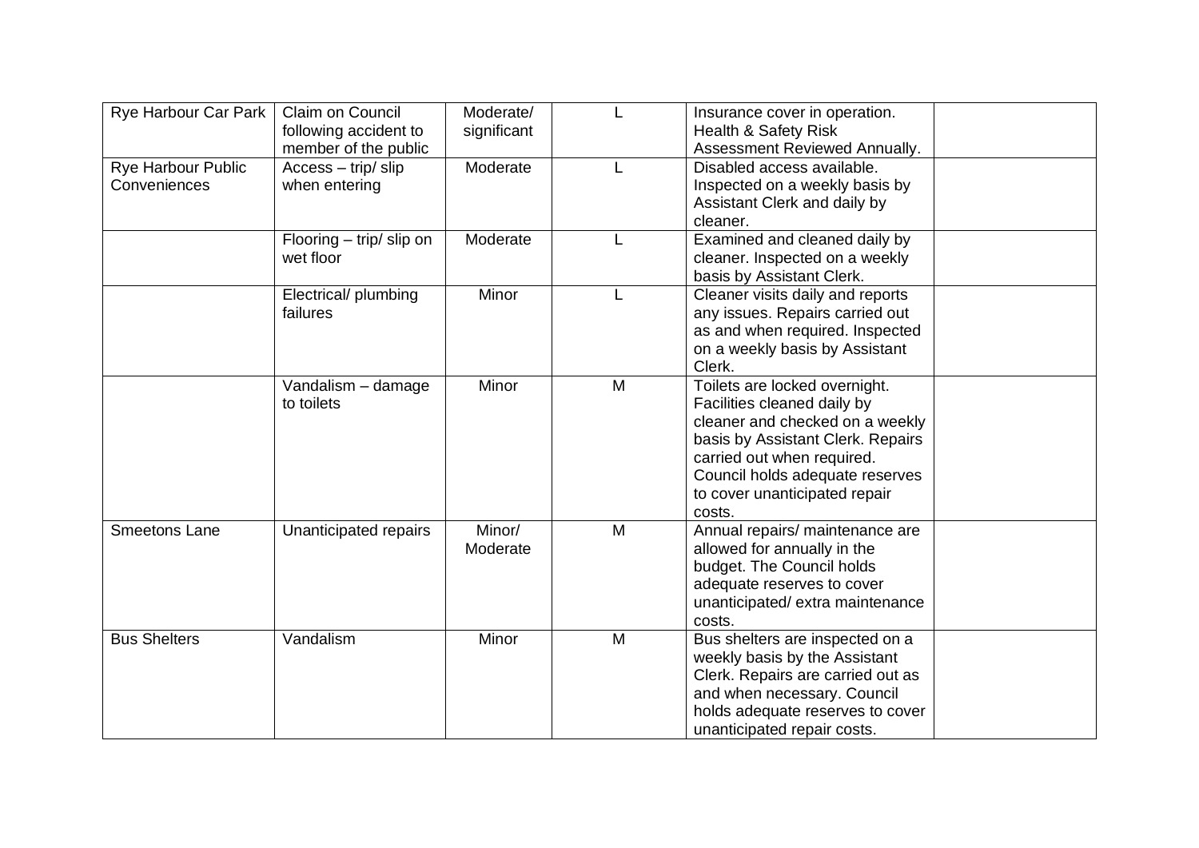| Rye Harbour Car Park | Claim on Council following accident to member of the public | Moderate/ significant | L | Insurance cover in operation. Health & Safety Risk Assessment Reviewed Annually. | |
|---|---|---|---|---|---|
| Rye Harbour Public Conveniences | Access – trip/ slip when entering | Moderate | L | Disabled access available. Inspected on a weekly basis by Assistant Clerk and daily by cleaner. | |
| | Flooring – trip/ slip on wet floor | Moderate | L | Examined and cleaned daily by cleaner. Inspected on a weekly basis by Assistant Clerk. | |
| | Electrical/ plumbing failures | Minor | L | Cleaner visits daily and reports any issues. Repairs carried out as and when required. Inspected on a weekly basis by Assistant Clerk. | |
| | Vandalism – damage to toilets | Minor | M | Toilets are locked overnight. Facilities cleaned daily by cleaner and checked on a weekly basis by Assistant Clerk. Repairs carried out when required. Council holds adequate reserves to cover unanticipated repair costs. | |
| Smeetons Lane | Unanticipated repairs | Minor/ Moderate | M | Annual repairs/ maintenance are allowed for annually in the budget. The Council holds adequate reserves to cover unanticipated/ extra maintenance costs. | |
| Bus Shelters | Vandalism | Minor | M | Bus shelters are inspected on a weekly basis by the Assistant Clerk. Repairs are carried out as and when necessary. Council holds adequate reserves to cover unanticipated repair costs. | |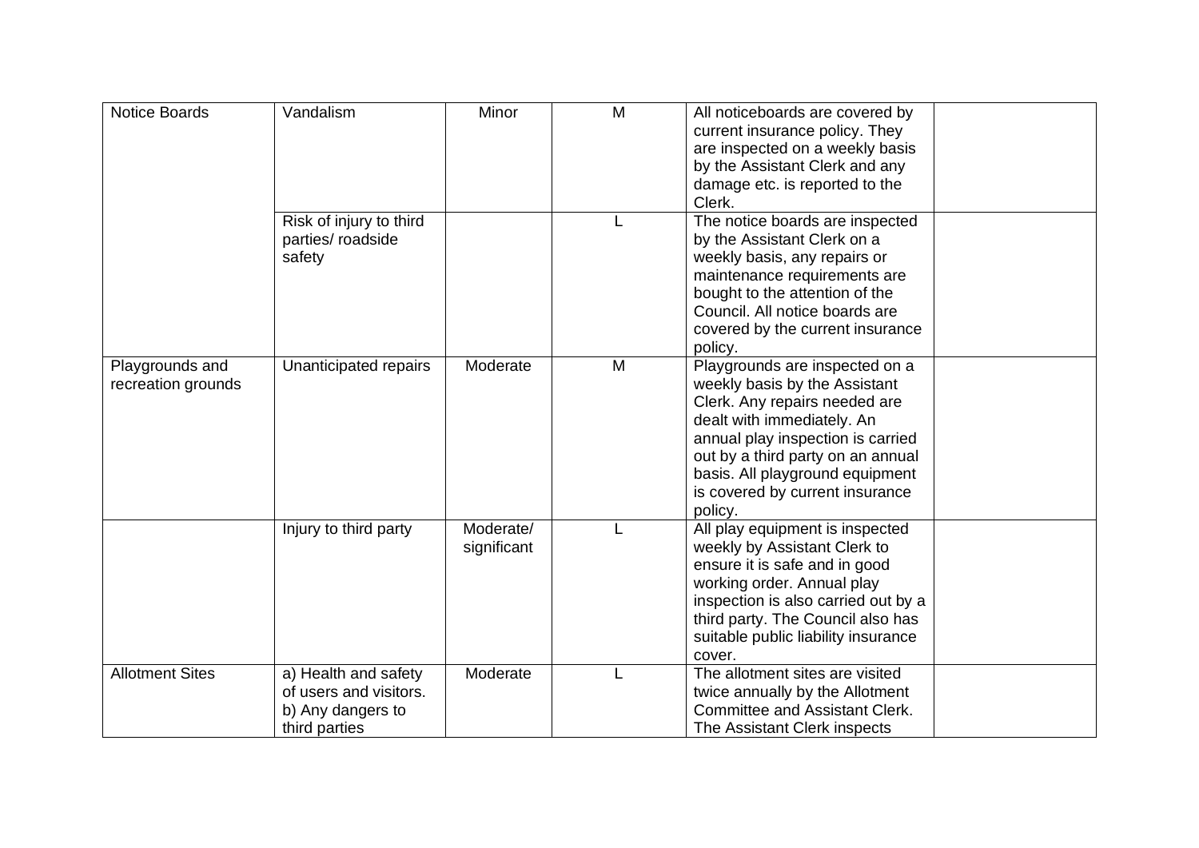| | | | | | |
|---|---|---|---|---|---|
| Notice Boards | Vandalism | Minor | M | All noticeboards are covered by current insurance policy. They are inspected on a weekly basis by the Assistant Clerk and any damage etc. is reported to the Clerk. | |
| | Risk of injury to third parties/ roadside safety | | L | The notice boards are inspected by the Assistant Clerk on a weekly basis, any repairs or maintenance requirements are bought to the attention of the Council. All notice boards are covered by the current insurance policy. | |
| Playgrounds and recreation grounds | Unanticipated repairs | Moderate | M | Playgrounds are inspected on a weekly basis by the Assistant Clerk. Any repairs needed are dealt with immediately. An annual play inspection is carried out by a third party on an annual basis. All playground equipment is covered by current insurance policy. | |
| | Injury to third party | Moderate/ significant | L | All play equipment is inspected weekly by Assistant Clerk to ensure it is safe and in good working order. Annual play inspection is also carried out by a third party. The Council also has suitable public liability insurance cover. | |
| Allotment Sites | a) Health and safety of users and visitors. b) Any dangers to third parties | Moderate | L | The allotment sites are visited twice annually by the Allotment Committee and Assistant Clerk. The Assistant Clerk inspects | |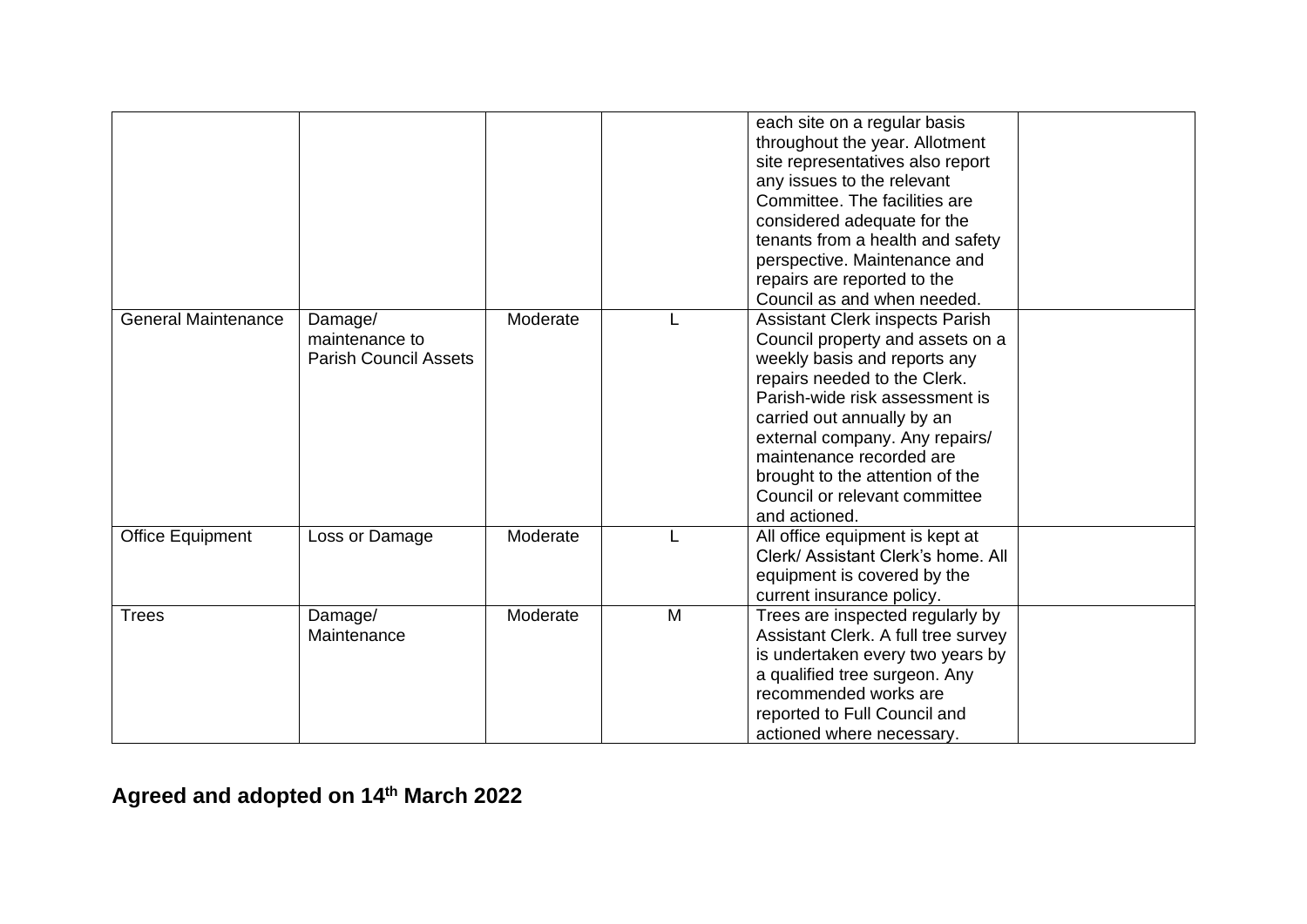| | | | | | |
|---|---|---|---|---|---|
| | | | | each site on a regular basis throughout the year. Allotment site representatives also report any issues to the relevant Committee. The facilities are considered adequate for the tenants from a health and safety perspective. Maintenance and repairs are reported to the Council as and when needed. | |
| General Maintenance | Damage/ maintenance to Parish Council Assets | Moderate | L | Assistant Clerk inspects Parish Council property and assets on a weekly basis and reports any repairs needed to the Clerk. Parish-wide risk assessment is carried out annually by an external company. Any repairs/ maintenance recorded are brought to the attention of the Council or relevant committee and actioned. | |
| Office Equipment | Loss or Damage | Moderate | L | All office equipment is kept at Clerk/ Assistant Clerk's home. All equipment is covered by the current insurance policy. | |
| Trees | Damage/ Maintenance | Moderate | M | Trees are inspected regularly by Assistant Clerk. A full tree survey is undertaken every two years by a qualified tree surgeon. Any recommended works are reported to Full Council and actioned where necessary. | |

**Agreed and adopted on 14th March 2022**